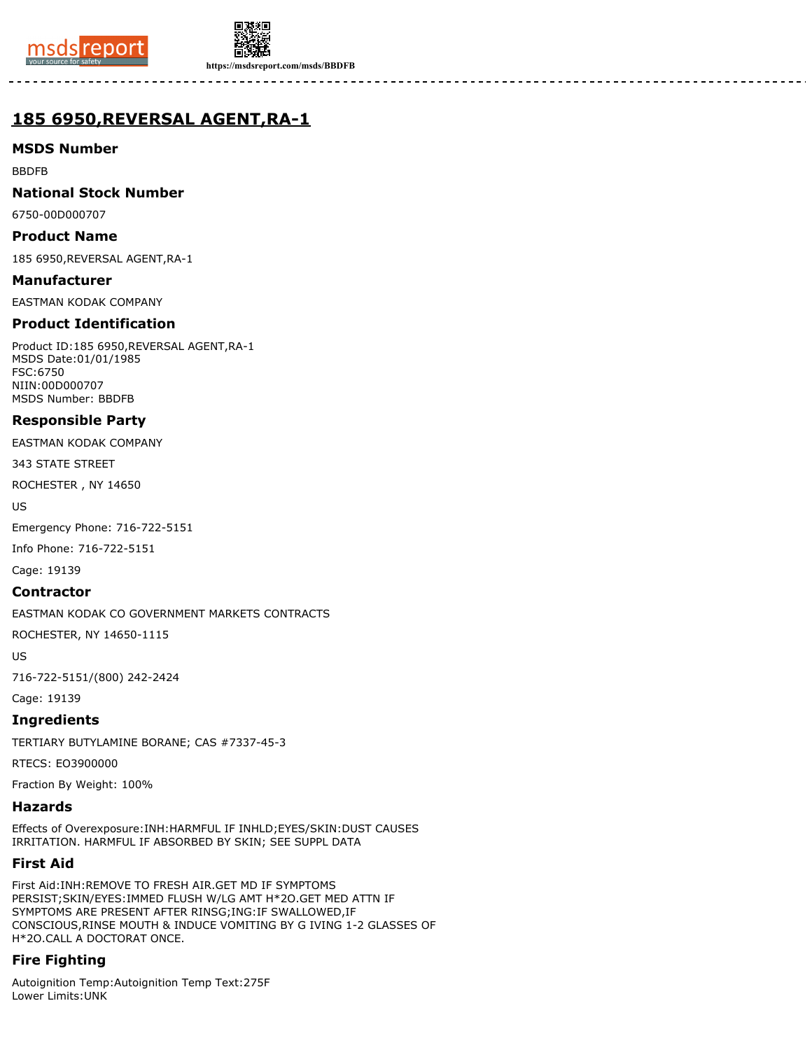# 185 6950,REVERSAL AGENT,RA-1

## MSDS Number

BBDFB

## National Stock Number

6750-00D000707

## Product Name

185 6950,REVERSAL AGENT,RA-1

## Manufacturer

EASTMAN KODAK COMPANY

## Product Identification

Product ID:185 6950,REVERSAL AGENT,RA-1
MSDS Date:01/01/1985
FSC:6750
NIIN:00D000707
MSDS Number: BBDFB

## Responsible Party

EASTMAN KODAK COMPANY

343 STATE STREET

ROCHESTER , NY 14650

US

Emergency Phone: 716-722-5151

Info Phone: 716-722-5151

Cage: 19139

## Contractor

EASTMAN KODAK CO GOVERNMENT MARKETS CONTRACTS

ROCHESTER, NY 14650-1115

US

716-722-5151/(800) 242-2424

Cage: 19139

## Ingredients

TERTIARY BUTYLAMINE BORANE; CAS #7337-45-3

RTECS: EO3900000

Fraction By Weight: 100%

## Hazards

Effects of Overexposure:INH:HARMFUL IF INHLD;EYES/SKIN:DUST CAUSES IRRITATION. HARMFUL IF ABSORBED BY SKIN; SEE SUPPL DATA

## First Aid

First Aid:INH:REMOVE TO FRESH AIR.GET MD IF SYMPTOMS PERSIST;SKIN/EYES:IMMED FLUSH W/LG AMT H*2O.GET MED ATTN IF SYMPTOMS ARE PRESENT AFTER RINSG;ING:IF SWALLOWED,IF CONSCIOUS,RINSE MOUTH & INDUCE VOMITING BY G IVING 1-2 GLASSES OF H*2O.CALL A DOCTORAT ONCE.

## Fire Fighting

Autoignition Temp:Autoignition Temp Text:275F
Lower Limits:UNK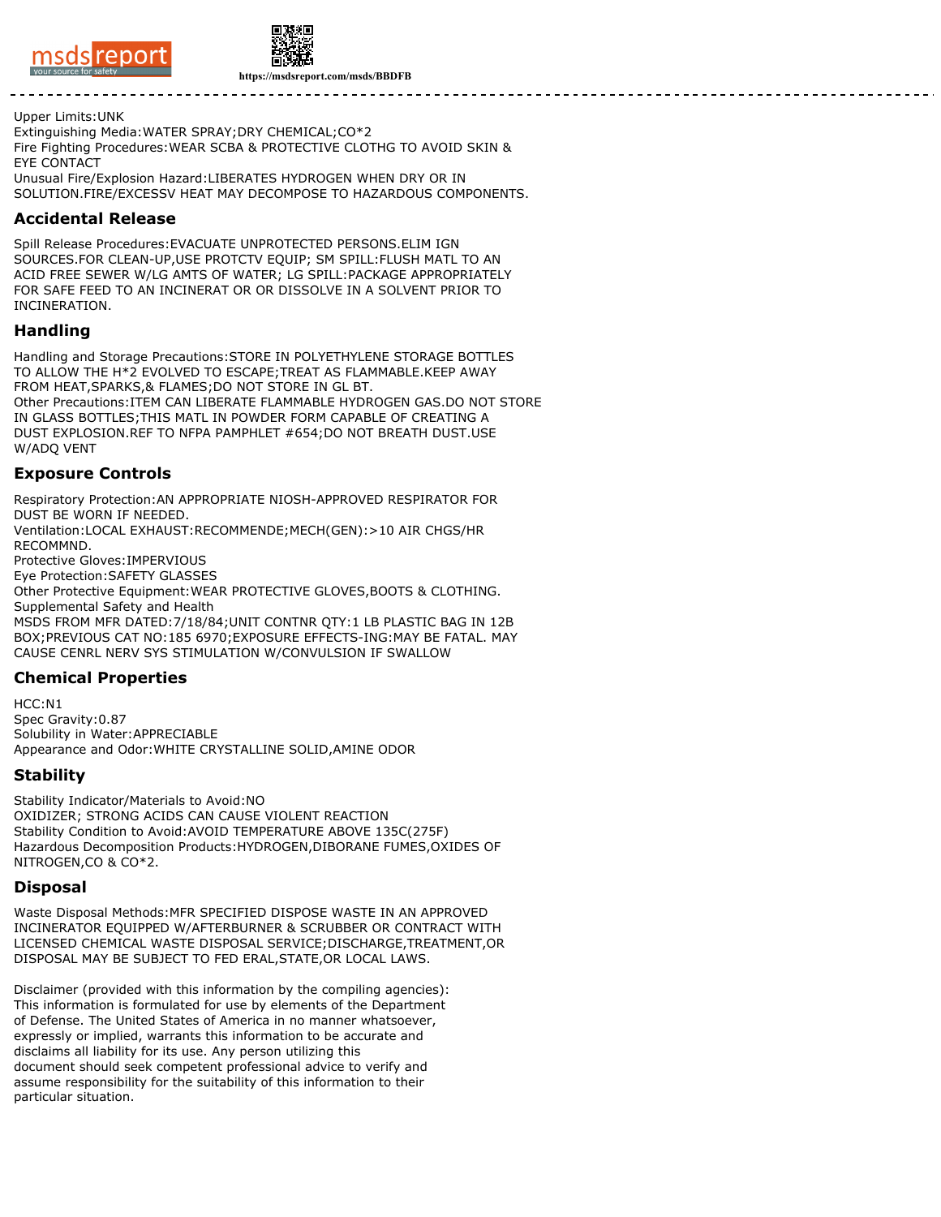Upper Limits:UNK
Extinguishing Media:WATER SPRAY;DRY CHEMICAL;CO*2
Fire Fighting Procedures:WEAR SCBA & PROTECTIVE CLOTHG TO AVOID SKIN & EYE CONTACT
Unusual Fire/Explosion Hazard:LIBERATES HYDROGEN WHEN DRY OR IN SOLUTION.FIRE/EXCESSV HEAT MAY DECOMPOSE TO HAZARDOUS COMPONENTS.

## Accidental Release

Spill Release Procedures:EVACUATE UNPROTECTED PERSONS.ELIM IGN SOURCES.FOR CLEAN-UP,USE PROTCTV EQUIP; SM SPILL:FLUSH MATL TO AN ACID FREE SEWER W/LG AMTS OF WATER; LG SPILL:PACKAGE APPROPRIATELY FOR SAFE FEED TO AN INCINERAT OR OR DISSOLVE IN A SOLVENT PRIOR TO INCINERATION.

## Handling

Handling and Storage Precautions:STORE IN POLYETHYLENE STORAGE BOTTLES TO ALLOW THE H*2 EVOLVED TO ESCAPE;TREAT AS FLAMMABLE.KEEP AWAY FROM HEAT,SPARKS,& FLAMES;DO NOT STORE IN GL BT.
Other Precautions:ITEM CAN LIBERATE FLAMMABLE HYDROGEN GAS.DO NOT STORE IN GLASS BOTTLES;THIS MATL IN POWDER FORM CAPABLE OF CREATING A DUST EXPLOSION.REF TO NFPA PAMPHLET #654;DO NOT BREATH DUST.USE W/ADQ VENT

## Exposure Controls

Respiratory Protection:AN APPROPRIATE NIOSH-APPROVED RESPIRATOR FOR DUST BE WORN IF NEEDED.
Ventilation:LOCAL EXHAUST:RECOMMENDE;MECH(GEN):>10 AIR CHGS/HR RECOMMND.
Protective Gloves:IMPERVIOUS
Eye Protection:SAFETY GLASSES
Other Protective Equipment:WEAR PROTECTIVE GLOVES,BOOTS & CLOTHING.
Supplemental Safety and Health
MSDS FROM MFR DATED:7/18/84;UNIT CONTNR QTY:1 LB PLASTIC BAG IN 12B BOX;PREVIOUS CAT NO:185 6970;EXPOSURE EFFECTS-ING:MAY BE FATAL. MAY CAUSE CENRL NERV SYS STIMULATION W/CONVULSION IF SWALLOW

## Chemical Properties

HCC:N1
Spec Gravity:0.87
Solubility in Water:APPRECIABLE
Appearance and Odor:WHITE CRYSTALLINE SOLID,AMINE ODOR

## Stability

Stability Indicator/Materials to Avoid:NO OXIDIZER; STRONG ACIDS CAN CAUSE VIOLENT REACTION
Stability Condition to Avoid:AVOID TEMPERATURE ABOVE 135C(275F)
Hazardous Decomposition Products:HYDROGEN,DIBORANE FUMES,OXIDES OF NITROGEN,CO & CO*2.

## Disposal

Waste Disposal Methods:MFR SPECIFIED DISPOSE WASTE IN AN APPROVED INCINERATOR EQUIPPED W/AFTERBURNER & SCRUBBER OR CONTRACT WITH LICENSED CHEMICAL WASTE DISPOSAL SERVICE;DISCHARGE,TREATMENT,OR DISPOSAL MAY BE SUBJECT TO FED ERAL,STATE,OR LOCAL LAWS.

Disclaimer (provided with this information by the compiling agencies): This information is formulated for use by elements of the Department of Defense. The United States of America in no manner whatsoever, expressly or implied, warrants this information to be accurate and disclaims all liability for its use. Any person utilizing this document should seek competent professional advice to verify and assume responsibility for the suitability of this information to their particular situation.